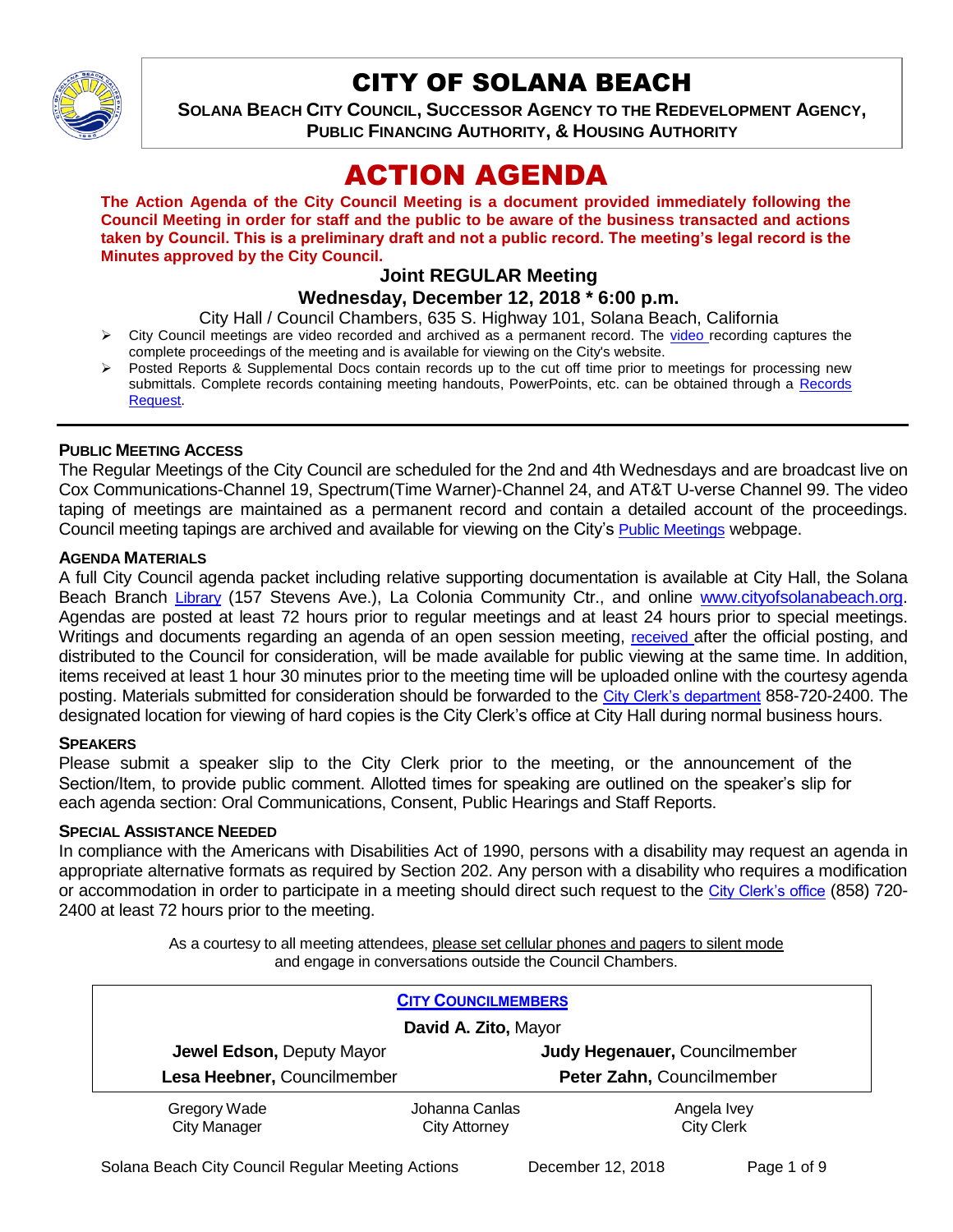# CITY OF SOLANA BEACH

**SOLANA BEACH CITY COUNCIL, SUCCESSOR AGENCY TO THE REDEVELOPMENT AGENCY, PUBLIC FINANCING AUTHORITY, & HOUSING AUTHORITY**

# ACTION AGENDA

**The Action Agenda of the City Council Meeting is a document provided immediately following the Council Meeting in order for staff and the public to be aware of the business transacted and actions taken by Council. This is a preliminary draft and not a public record. The meeting's legal record is the Minutes approved by the City Council.**

### Joint REGULAR Meeting

### Wednesday, December 12, 2018 * 6:00 p.m.

City Hall / Council Chambers, 635 S. Highway 101, Solana Beach, California

- City Council meetings are video recorded and archived as a permanent record. The video recording captures the complete proceedings of the meeting and is available for viewing on the City's website.
- Posted Reports & Supplemental Docs contain records up to the cut off time prior to meetings for processing new submittals. Complete records containing meeting handouts, PowerPoints, etc. can be obtained through a Records Request.

---

**PUBLIC MEETING ACCESS**

The Regular Meetings of the City Council are scheduled for the 2nd and 4th Wednesdays and are broadcast live on Cox Communications-Channel 19, Spectrum(Time Warner)-Channel 24, and AT&T U-verse Channel 99. The video taping of meetings are maintained as a permanent record and contain a detailed account of the proceedings. Council meeting tapings are archived and available for viewing on the City's Public Meetings webpage.

**AGENDA MATERIALS**

A full City Council agenda packet including relative supporting documentation is available at City Hall, the Solana Beach Branch Library (157 Stevens Ave.), La Colonia Community Ctr., and online www.cityofsolanabeach.org. Agendas are posted at least 72 hours prior to regular meetings and at least 24 hours prior to special meetings. Writings and documents regarding an agenda of an open session meeting, received after the official posting, and distributed to the Council for consideration, will be made available for public viewing at the same time. In addition, items received at least 1 hour 30 minutes prior to the meeting time will be uploaded online with the courtesy agenda posting. Materials submitted for consideration should be forwarded to the City Clerk's department 858-720-2400. The designated location for viewing of hard copies is the City Clerk's office at City Hall during normal business hours.

**SPEAKERS**

Please submit a speaker slip to the City Clerk prior to the meeting, or the announcement of the Section/Item, to provide public comment. Allotted times for speaking are outlined on the speaker's slip for each agenda section: Oral Communications, Consent, Public Hearings and Staff Reports.

**SPECIAL ASSISTANCE NEEDED**

In compliance with the Americans with Disabilities Act of 1990, persons with a disability may request an agenda in appropriate alternative formats as required by Section 202. Any person with a disability who requires a modification or accommodation in order to participate in a meeting should direct such request to the City Clerk's office (858) 720-2400 at least 72 hours prior to the meeting.

As a courtesy to all meeting attendees, please set cellular phones and pagers to silent mode and engage in conversations outside the Council Chambers.

**CITY COUNCILMEMBERS**

**David A. Zito,** Mayor

| | |
|---|---|
| **Jewel Edson,** Deputy Mayor | **Judy Hegenauer,** Councilmember |
| **Lesa Heebner,** Councilmember | **Peter Zahn,** Councilmember |

| | | |
|---|---|---|
| Gregory Wade<br>City Manager | Johanna Canlas<br>City Attorney | Angela Ivey<br>City Clerk |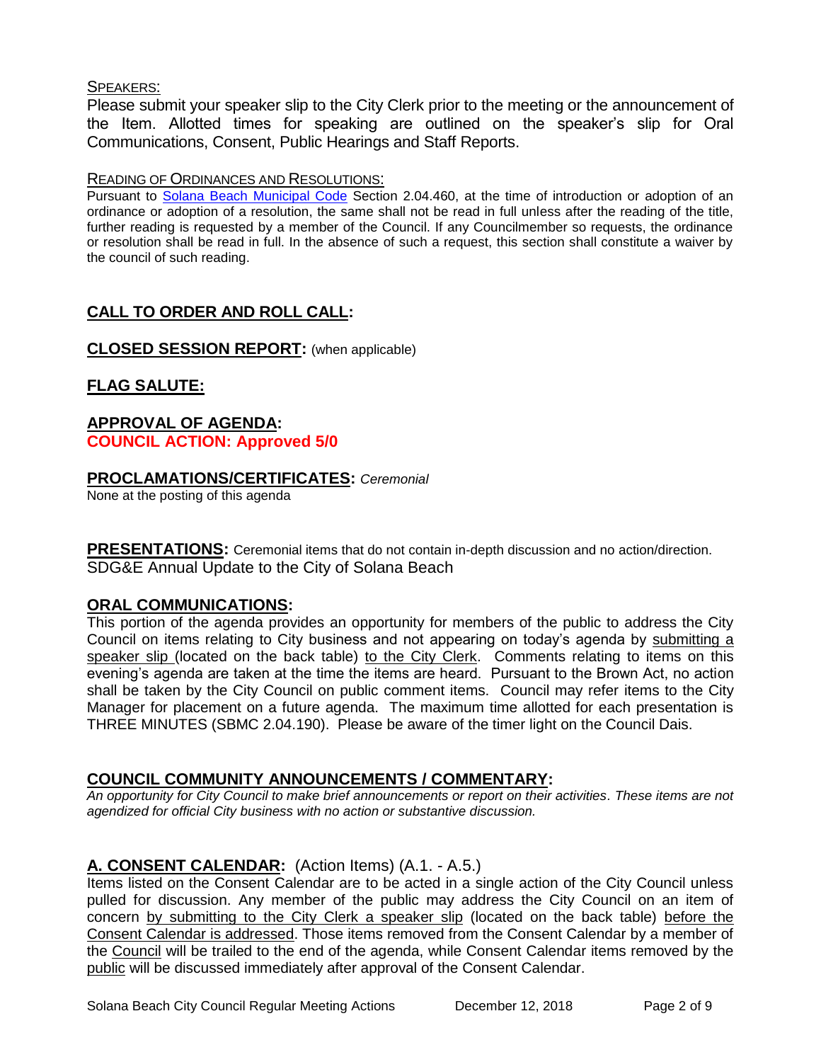SPEAKERS:

Please submit your speaker slip to the City Clerk prior to the meeting or the announcement of the Item. Allotted times for speaking are outlined on the speaker's slip for Oral Communications, Consent, Public Hearings and Staff Reports.

READING OF ORDINANCES AND RESOLUTIONS:

Pursuant to Solana Beach Municipal Code Section 2.04.460, at the time of introduction or adoption of an ordinance or adoption of a resolution, the same shall not be read in full unless after the reading of the title, further reading is requested by a member of the Council. If any Councilmember so requests, the ordinance or resolution shall be read in full. In the absence of such a request, this section shall constitute a waiver by the council of such reading.

## CALL TO ORDER AND ROLL CALL:

## CLOSED SESSION REPORT: (when applicable)

## FLAG SALUTE:

## APPROVAL OF AGENDA:

**COUNCIL ACTION: Approved 5/0**

## PROCLAMATIONS/CERTIFICATES: *Ceremonial*

None at the posting of this agenda

## PRESENTATIONS: Ceremonial items that do not contain in-depth discussion and no action/direction.

SDG&E Annual Update to the City of Solana Beach

## ORAL COMMUNICATIONS:

This portion of the agenda provides an opportunity for members of the public to address the City Council on items relating to City business and not appearing on today's agenda by submitting a speaker slip (located on the back table) to the City Clerk. Comments relating to items on this evening's agenda are taken at the time the items are heard. Pursuant to the Brown Act, no action shall be taken by the City Council on public comment items. Council may refer items to the City Manager for placement on a future agenda. The maximum time allotted for each presentation is THREE MINUTES (SBMC 2.04.190). Please be aware of the timer light on the Council Dais.

## COUNCIL COMMUNITY ANNOUNCEMENTS / COMMENTARY:

*An opportunity for City Council to make brief announcements or report on their activities. These items are not agendized for official City business with no action or substantive discussion.*

## A. CONSENT CALENDAR: (Action Items) (A.1. - A.5.)

Items listed on the Consent Calendar are to be acted in a single action of the City Council unless pulled for discussion. Any member of the public may address the City Council on an item of concern by submitting to the City Clerk a speaker slip (located on the back table) before the Consent Calendar is addressed. Those items removed from the Consent Calendar by a member of the Council will be trailed to the end of the agenda, while Consent Calendar items removed by the public will be discussed immediately after approval of the Consent Calendar.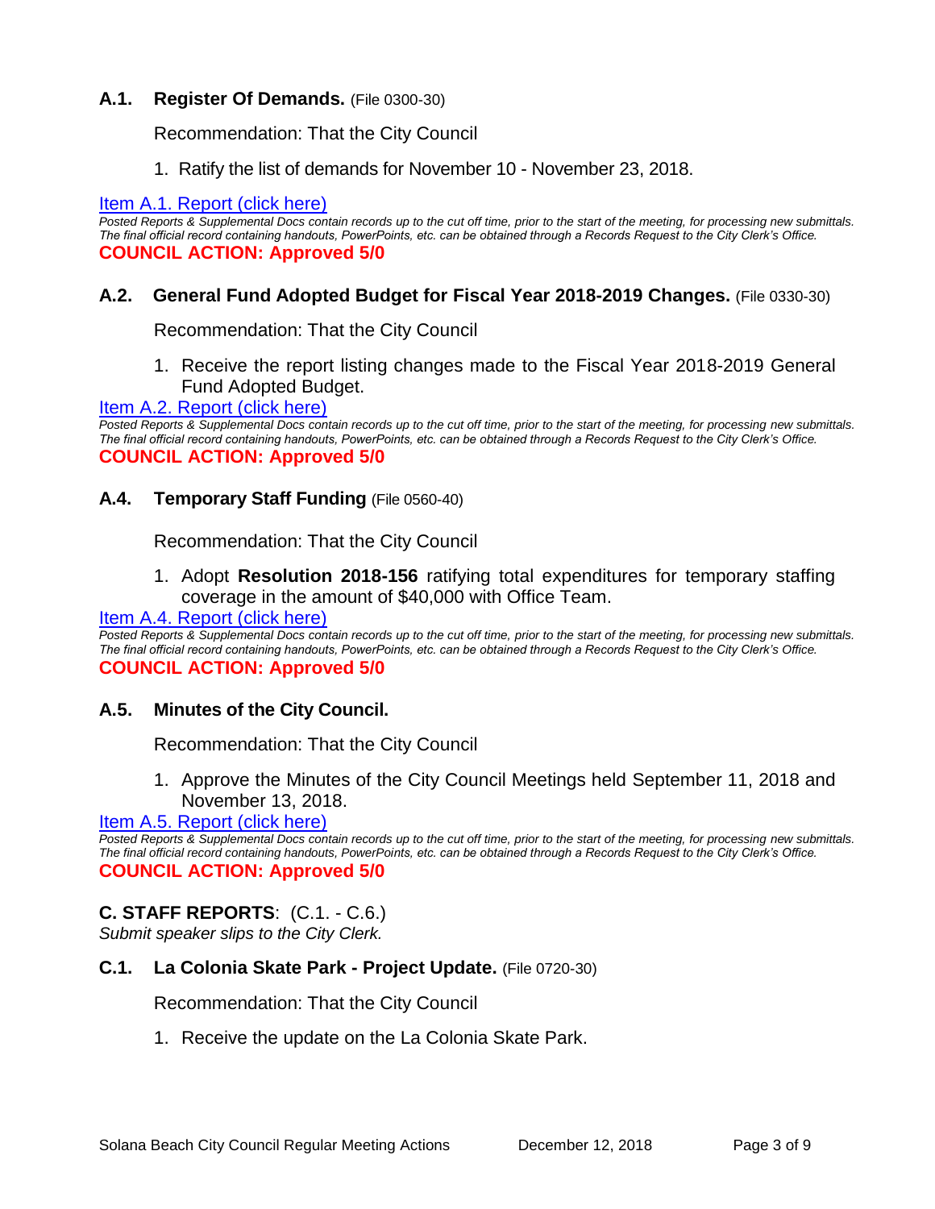### A.1. Register Of Demands. (File 0300-30)

Recommendation: That the City Council

1. Ratify the list of demands for November 10 - November 23, 2018.

Item A.1. Report (click here)

*Posted Reports & Supplemental Docs contain records up to the cut off time, prior to the start of the meeting, for processing new submittals. The final official record containing handouts, PowerPoints, etc. can be obtained through a Records Request to the City Clerk's Office.*

**COUNCIL ACTION: Approved 5/0**

### A.2. General Fund Adopted Budget for Fiscal Year 2018-2019 Changes. (File 0330-30)

Recommendation: That the City Council

1. Receive the report listing changes made to the Fiscal Year 2018-2019 General Fund Adopted Budget.

Item A.2. Report (click here)

*Posted Reports & Supplemental Docs contain records up to the cut off time, prior to the start of the meeting, for processing new submittals. The final official record containing handouts, PowerPoints, etc. can be obtained through a Records Request to the City Clerk's Office.*

**COUNCIL ACTION: Approved 5/0**

### A.4. Temporary Staff Funding (File 0560-40)

Recommendation: That the City Council

1. Adopt **Resolution 2018-156** ratifying total expenditures for temporary staffing coverage in the amount of $40,000 with Office Team.

Item A.4. Report (click here)

*Posted Reports & Supplemental Docs contain records up to the cut off time, prior to the start of the meeting, for processing new submittals. The final official record containing handouts, PowerPoints, etc. can be obtained through a Records Request to the City Clerk's Office.*

**COUNCIL ACTION: Approved 5/0**

### A.5. Minutes of the City Council.

Recommendation: That the City Council

1. Approve the Minutes of the City Council Meetings held September 11, 2018 and November 13, 2018.

Item A.5. Report (click here)

*Posted Reports & Supplemental Docs contain records up to the cut off time, prior to the start of the meeting, for processing new submittals. The final official record containing handouts, PowerPoints, etc. can be obtained through a Records Request to the City Clerk's Office.*

**COUNCIL ACTION: Approved 5/0**

## C. STAFF REPORTS: (C.1. - C.6.)

*Submit speaker slips to the City Clerk.*

### C.1. La Colonia Skate Park - Project Update. (File 0720-30)

Recommendation: That the City Council

1. Receive the update on the La Colonia Skate Park.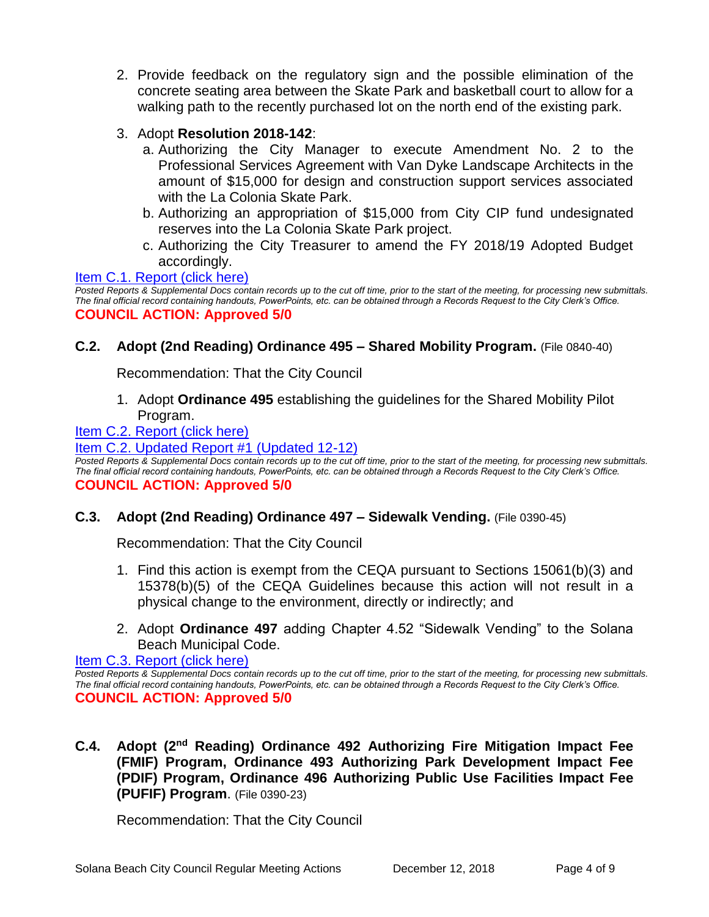2. Provide feedback on the regulatory sign and the possible elimination of the concrete seating area between the Skate Park and basketball court to allow for a walking path to the recently purchased lot on the north end of the existing park.

3. Adopt **Resolution 2018-142**:
   a. Authorizing the City Manager to execute Amendment No. 2 to the Professional Services Agreement with Van Dyke Landscape Architects in the amount of $15,000 for design and construction support services associated with the La Colonia Skate Park.
   b. Authorizing an appropriation of $15,000 from City CIP fund undesignated reserves into the La Colonia Skate Park project.
   c. Authorizing the City Treasurer to amend the FY 2018/19 Adopted Budget accordingly.

Item C.1. Report (click here)

*Posted Reports & Supplemental Docs contain records up to the cut off time, prior to the start of the meeting, for processing new submittals. The final official record containing handouts, PowerPoints, etc. can be obtained through a Records Request to the City Clerk's Office.*

**COUNCIL ACTION: Approved 5/0**

### C.2. Adopt (2nd Reading) Ordinance 495 – Shared Mobility Program. (File 0840-40)

Recommendation: That the City Council

1. Adopt **Ordinance 495** establishing the guidelines for the Shared Mobility Pilot Program.

Item C.2. Report (click here)

Item C.2. Updated Report #1 (Updated 12-12)

*Posted Reports & Supplemental Docs contain records up to the cut off time, prior to the start of the meeting, for processing new submittals. The final official record containing handouts, PowerPoints, etc. can be obtained through a Records Request to the City Clerk's Office.*

**COUNCIL ACTION: Approved 5/0**

### C.3. Adopt (2nd Reading) Ordinance 497 – Sidewalk Vending. (File 0390-45)

Recommendation: That the City Council

1. Find this action is exempt from the CEQA pursuant to Sections 15061(b)(3) and 15378(b)(5) of the CEQA Guidelines because this action will not result in a physical change to the environment, directly or indirectly; and

2. Adopt **Ordinance 497** adding Chapter 4.52 "Sidewalk Vending" to the Solana Beach Municipal Code.

Item C.3. Report (click here)

*Posted Reports & Supplemental Docs contain records up to the cut off time, prior to the start of the meeting, for processing new submittals. The final official record containing handouts, PowerPoints, etc. can be obtained through a Records Request to the City Clerk's Office.*

**COUNCIL ACTION: Approved 5/0**

### C.4. Adopt (2nd Reading) Ordinance 492 Authorizing Fire Mitigation Impact Fee (FMIF) Program, Ordinance 493 Authorizing Park Development Impact Fee (PDIF) Program, Ordinance 496 Authorizing Public Use Facilities Impact Fee (PUFIF) Program. (File 0390-23)

Recommendation: That the City Council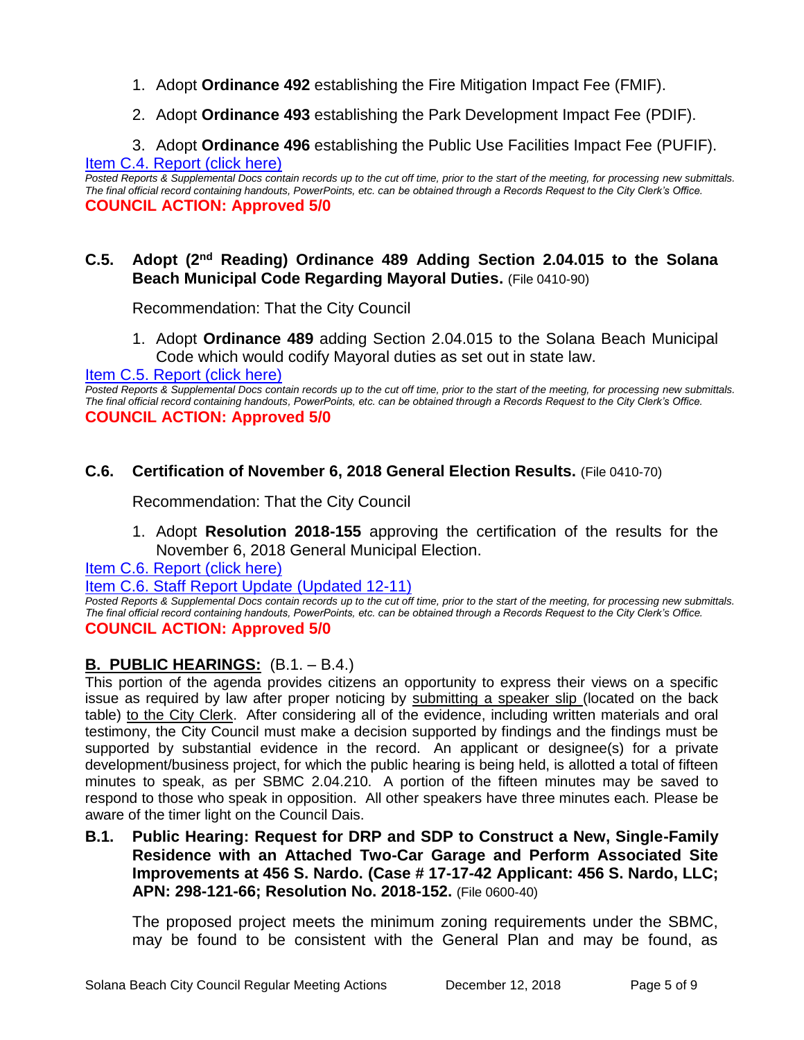1. Adopt **Ordinance 492** establishing the Fire Mitigation Impact Fee (FMIF).
2. Adopt **Ordinance 493** establishing the Park Development Impact Fee (PDIF).
3. Adopt **Ordinance 496** establishing the Public Use Facilities Impact Fee (PUFIF).

Item C.4. Report (click here)

*Posted Reports & Supplemental Docs contain records up to the cut off time, prior to the start of the meeting, for processing new submittals. The final official record containing handouts, PowerPoints, etc. can be obtained through a Records Request to the City Clerk's Office.*

**COUNCIL ACTION: Approved 5/0**

**C.5. Adopt (2nd Reading) Ordinance 489 Adding Section 2.04.015 to the Solana Beach Municipal Code Regarding Mayoral Duties.** (File 0410-90)

Recommendation: That the City Council

1. Adopt **Ordinance 489** adding Section 2.04.015 to the Solana Beach Municipal Code which would codify Mayoral duties as set out in state law.

Item C.5. Report (click here)

*Posted Reports & Supplemental Docs contain records up to the cut off time, prior to the start of the meeting, for processing new submittals. The final official record containing handouts, PowerPoints, etc. can be obtained through a Records Request to the City Clerk's Office.*

**COUNCIL ACTION: Approved 5/0**

**C.6. Certification of November 6, 2018 General Election Results.** (File 0410-70)

Recommendation: That the City Council

1. Adopt **Resolution 2018-155** approving the certification of the results for the November 6, 2018 General Municipal Election.

Item C.6. Report (click here)

Item C.6. Staff Report Update (Updated 12-11)

*Posted Reports & Supplemental Docs contain records up to the cut off time, prior to the start of the meeting, for processing new submittals. The final official record containing handouts, PowerPoints, etc. can be obtained through a Records Request to the City Clerk's Office.*

**COUNCIL ACTION: Approved 5/0**

## B. PUBLIC HEARINGS: (B.1. – B.4.)

This portion of the agenda provides citizens an opportunity to express their views on a specific issue as required by law after proper noticing by submitting a speaker slip (located on the back table) to the City Clerk. After considering all of the evidence, including written materials and oral testimony, the City Council must make a decision supported by findings and the findings must be supported by substantial evidence in the record. An applicant or designee(s) for a private development/business project, for which the public hearing is being held, is allotted a total of fifteen minutes to speak, as per SBMC 2.04.210. A portion of the fifteen minutes may be saved to respond to those who speak in opposition. All other speakers have three minutes each. Please be aware of the timer light on the Council Dais.

**B.1. Public Hearing: Request for DRP and SDP to Construct a New, Single-Family Residence with an Attached Two-Car Garage and Perform Associated Site Improvements at 456 S. Nardo. (Case # 17-17-42 Applicant: 456 S. Nardo, LLC; APN: 298-121-66; Resolution No. 2018-152.** (File 0600-40)

The proposed project meets the minimum zoning requirements under the SBMC, may be found to be consistent with the General Plan and may be found, as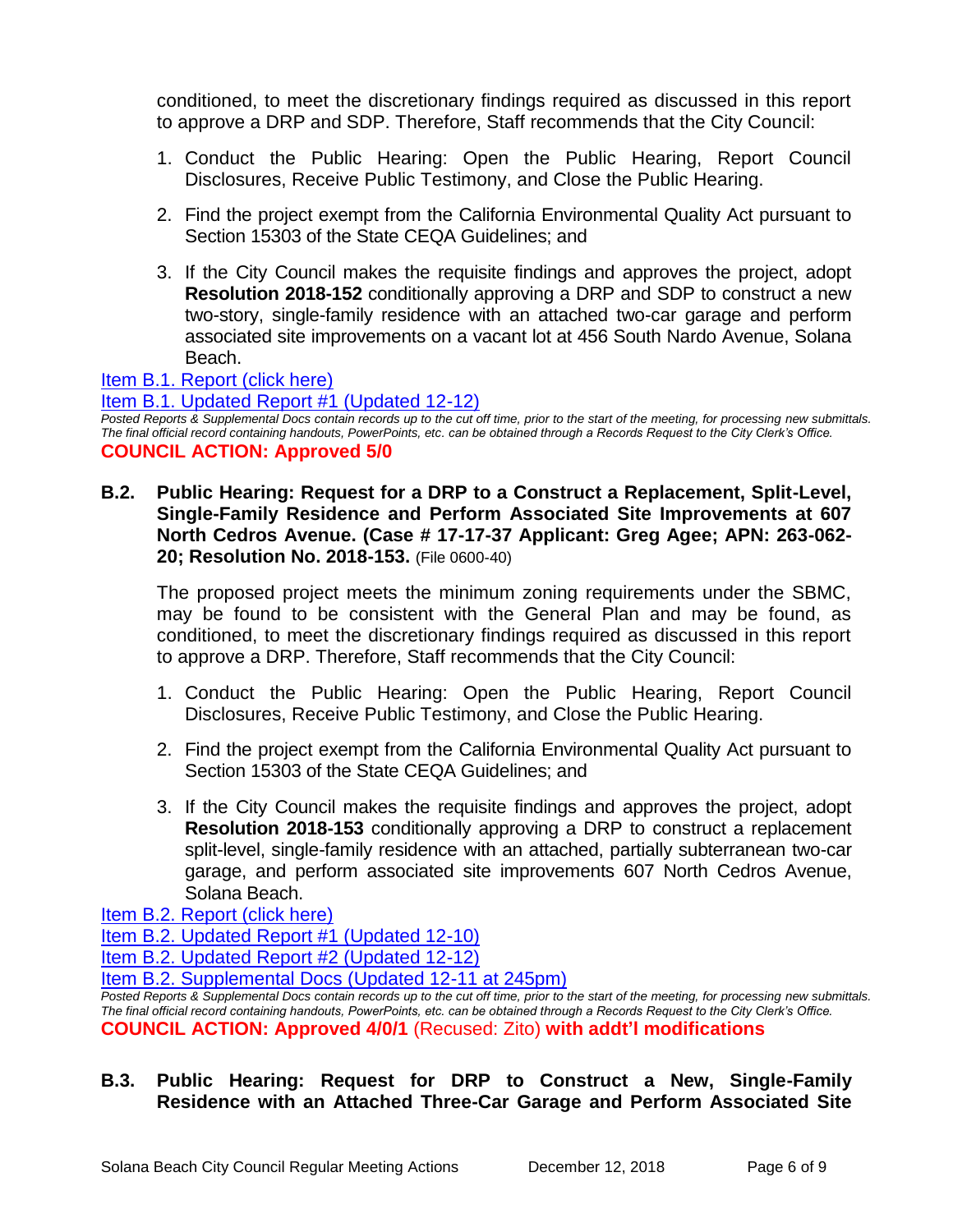conditioned, to meet the discretionary findings required as discussed in this report to approve a DRP and SDP. Therefore, Staff recommends that the City Council:

1. Conduct the Public Hearing: Open the Public Hearing, Report Council Disclosures, Receive Public Testimony, and Close the Public Hearing.
2. Find the project exempt from the California Environmental Quality Act pursuant to Section 15303 of the State CEQA Guidelines; and
3. If the City Council makes the requisite findings and approves the project, adopt **Resolution 2018-152** conditionally approving a DRP and SDP to construct a new two-story, single-family residence with an attached two-car garage and perform associated site improvements on a vacant lot at 456 South Nardo Avenue, Solana Beach.

Item B.1. Report (click here)
Item B.1. Updated Report #1 (Updated 12-12)

*Posted Reports & Supplemental Docs contain records up to the cut off time, prior to the start of the meeting, for processing new submittals. The final official record containing handouts, PowerPoints, etc. can be obtained through a Records Request to the City Clerk's Office.*

**COUNCIL ACTION: Approved 5/0**

**B.2. Public Hearing: Request for a DRP to a Construct a Replacement, Split-Level, Single-Family Residence and Perform Associated Site Improvements at 607 North Cedros Avenue. (Case # 17-17-37 Applicant: Greg Agee; APN: 263-062-20; Resolution No. 2018-153.** (File 0600-40)

The proposed project meets the minimum zoning requirements under the SBMC, may be found to be consistent with the General Plan and may be found, as conditioned, to meet the discretionary findings required as discussed in this report to approve a DRP. Therefore, Staff recommends that the City Council:

1. Conduct the Public Hearing: Open the Public Hearing, Report Council Disclosures, Receive Public Testimony, and Close the Public Hearing.
2. Find the project exempt from the California Environmental Quality Act pursuant to Section 15303 of the State CEQA Guidelines; and
3. If the City Council makes the requisite findings and approves the project, adopt **Resolution 2018-153** conditionally approving a DRP to construct a replacement split-level, single-family residence with an attached, partially subterranean two-car garage, and perform associated site improvements 607 North Cedros Avenue, Solana Beach.

Item B.2. Report (click here)
Item B.2. Updated Report #1 (Updated 12-10)
Item B.2. Updated Report #2 (Updated 12-12)
Item B.2. Supplemental Docs (Updated 12-11 at 245pm)

*Posted Reports & Supplemental Docs contain records up to the cut off time, prior to the start of the meeting, for processing new submittals. The final official record containing handouts, PowerPoints, etc. can be obtained through a Records Request to the City Clerk's Office.*

**COUNCIL ACTION: Approved 4/0/1** (Recused: Zito) **with addt'l modifications**

**B.3. Public Hearing: Request for DRP to Construct a New, Single-Family Residence with an Attached Three-Car Garage and Perform Associated Site**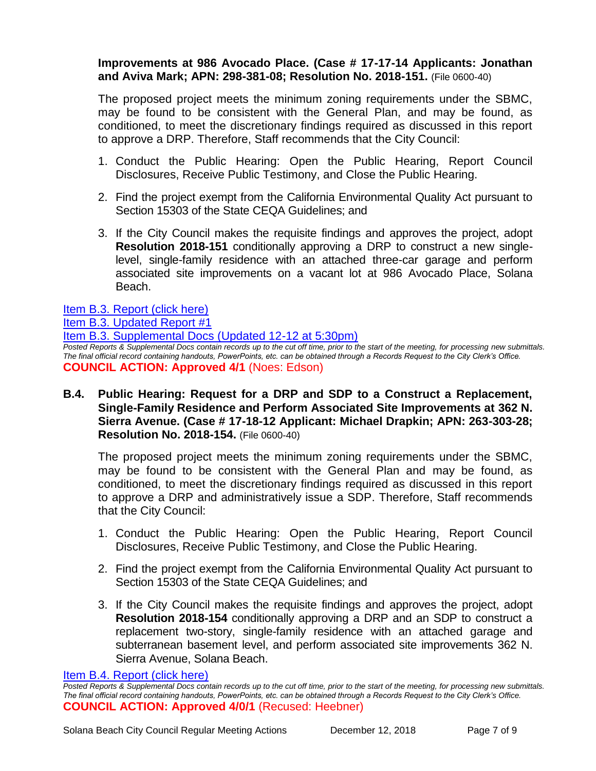**Improvements at 986 Avocado Place. (Case # 17-17-14 Applicants: Jonathan and Aviva Mark; APN: 298-381-08; Resolution No. 2018-151.** (File 0600-40)

The proposed project meets the minimum zoning requirements under the SBMC, may be found to be consistent with the General Plan, and may be found, as conditioned, to meet the discretionary findings required as discussed in this report to approve a DRP. Therefore, Staff recommends that the City Council:

1. Conduct the Public Hearing: Open the Public Hearing, Report Council Disclosures, Receive Public Testimony, and Close the Public Hearing.
2. Find the project exempt from the California Environmental Quality Act pursuant to Section 15303 of the State CEQA Guidelines; and
3. If the City Council makes the requisite findings and approves the project, adopt **Resolution 2018-151** conditionally approving a DRP to construct a new single-level, single-family residence with an attached three-car garage and perform associated site improvements on a vacant lot at 986 Avocado Place, Solana Beach.

Item B.3. Report (click here)
Item B.3. Updated Report #1
Item B.3. Supplemental Docs (Updated 12-12 at 5:30pm)

*Posted Reports & Supplemental Docs contain records up to the cut off time, prior to the start of the meeting, for processing new submittals. The final official record containing handouts, PowerPoints, etc. can be obtained through a Records Request to the City Clerk's Office.*

**COUNCIL ACTION: Approved 4/1** (Noes: Edson)

**B.4. Public Hearing: Request for a DRP and SDP to a Construct a Replacement, Single-Family Residence and Perform Associated Site Improvements at 362 N. Sierra Avenue. (Case # 17-18-12 Applicant: Michael Drapkin; APN: 263-303-28; Resolution No. 2018-154.** (File 0600-40)

The proposed project meets the minimum zoning requirements under the SBMC, may be found to be consistent with the General Plan and may be found, as conditioned, to meet the discretionary findings required as discussed in this report to approve a DRP and administratively issue a SDP. Therefore, Staff recommends that the City Council:

1. Conduct the Public Hearing: Open the Public Hearing, Report Council Disclosures, Receive Public Testimony, and Close the Public Hearing.
2. Find the project exempt from the California Environmental Quality Act pursuant to Section 15303 of the State CEQA Guidelines; and
3. If the City Council makes the requisite findings and approves the project, adopt **Resolution 2018-154** conditionally approving a DRP and an SDP to construct a replacement two-story, single-family residence with an attached garage and subterranean basement level, and perform associated site improvements 362 N. Sierra Avenue, Solana Beach.

Item B.4. Report (click here)

*Posted Reports & Supplemental Docs contain records up to the cut off time, prior to the start of the meeting, for processing new submittals. The final official record containing handouts, PowerPoints, etc. can be obtained through a Records Request to the City Clerk's Office.*

**COUNCIL ACTION: Approved 4/0/1** (Recused: Heebner)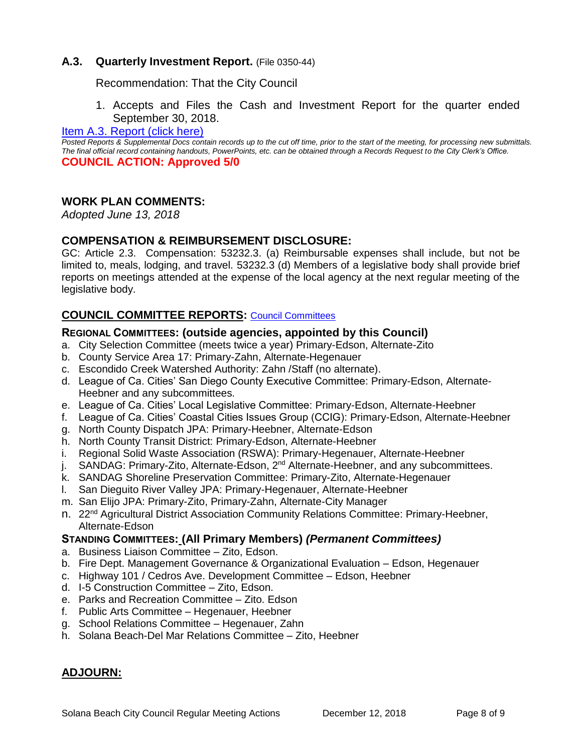### A.3. Quarterly Investment Report. (File 0350-44)

Recommendation: That the City Council

1. Accepts and Files the Cash and Investment Report for the quarter ended September 30, 2018.

[Item A.3. Report (click here)]

*Posted Reports & Supplemental Docs contain records up to the cut off time, prior to the start of the meeting, for processing new submittals. The final official record containing handouts, PowerPoints, etc. can be obtained through a Records Request to the City Clerk's Office.*

**COUNCIL ACTION: Approved 5/0**

## WORK PLAN COMMENTS:

*Adopted June 13, 2018*

## COMPENSATION & REIMBURSEMENT DISCLOSURE:

GC: Article 2.3. Compensation: 53232.3. (a) Reimbursable expenses shall include, but not be limited to, meals, lodging, and travel. 53232.3 (d) Members of a legislative body shall provide brief reports on meetings attended at the expense of the local agency at the next regular meeting of the legislative body.

## COUNCIL COMMITTEE REPORTS: [Council Committees]

### REGIONAL COMMITTEES: (outside agencies, appointed by this Council)

a. City Selection Committee (meets twice a year) Primary-Edson, Alternate-Zito
b. County Service Area 17: Primary-Zahn, Alternate-Hegenauer
c. Escondido Creek Watershed Authority: Zahn /Staff (no alternate).
d. League of Ca. Cities' San Diego County Executive Committee: Primary-Edson, Alternate-Heebner and any subcommittees.
e. League of Ca. Cities' Local Legislative Committee: Primary-Edson, Alternate-Heebner
f. League of Ca. Cities' Coastal Cities Issues Group (CCIG): Primary-Edson, Alternate-Heebner
g. North County Dispatch JPA: Primary-Heebner, Alternate-Edson
h. North County Transit District: Primary-Edson, Alternate-Heebner
i. Regional Solid Waste Association (RSWA): Primary-Hegenauer, Alternate-Heebner
j. SANDAG: Primary-Zito, Alternate-Edson, 2nd Alternate-Heebner, and any subcommittees.
k. SANDAG Shoreline Preservation Committee: Primary-Zito, Alternate-Hegenauer
l. San Dieguito River Valley JPA: Primary-Hegenauer, Alternate-Heebner
m. San Elijo JPA: Primary-Zito, Primary-Zahn, Alternate-City Manager
n. 22nd Agricultural District Association Community Relations Committee: Primary-Heebner, Alternate-Edson

### STANDING COMMITTEES: (All Primary Members) *(Permanent Committees)*

a. Business Liaison Committee – Zito, Edson.
b. Fire Dept. Management Governance & Organizational Evaluation – Edson, Hegenauer
c. Highway 101 / Cedros Ave. Development Committee – Edson, Heebner
d. I-5 Construction Committee – Zito, Edson.
e. Parks and Recreation Committee – Zito. Edson
f. Public Arts Committee – Hegenauer, Heebner
g. School Relations Committee – Hegenauer, Zahn
h. Solana Beach-Del Mar Relations Committee – Zito, Heebner

## ADJOURN: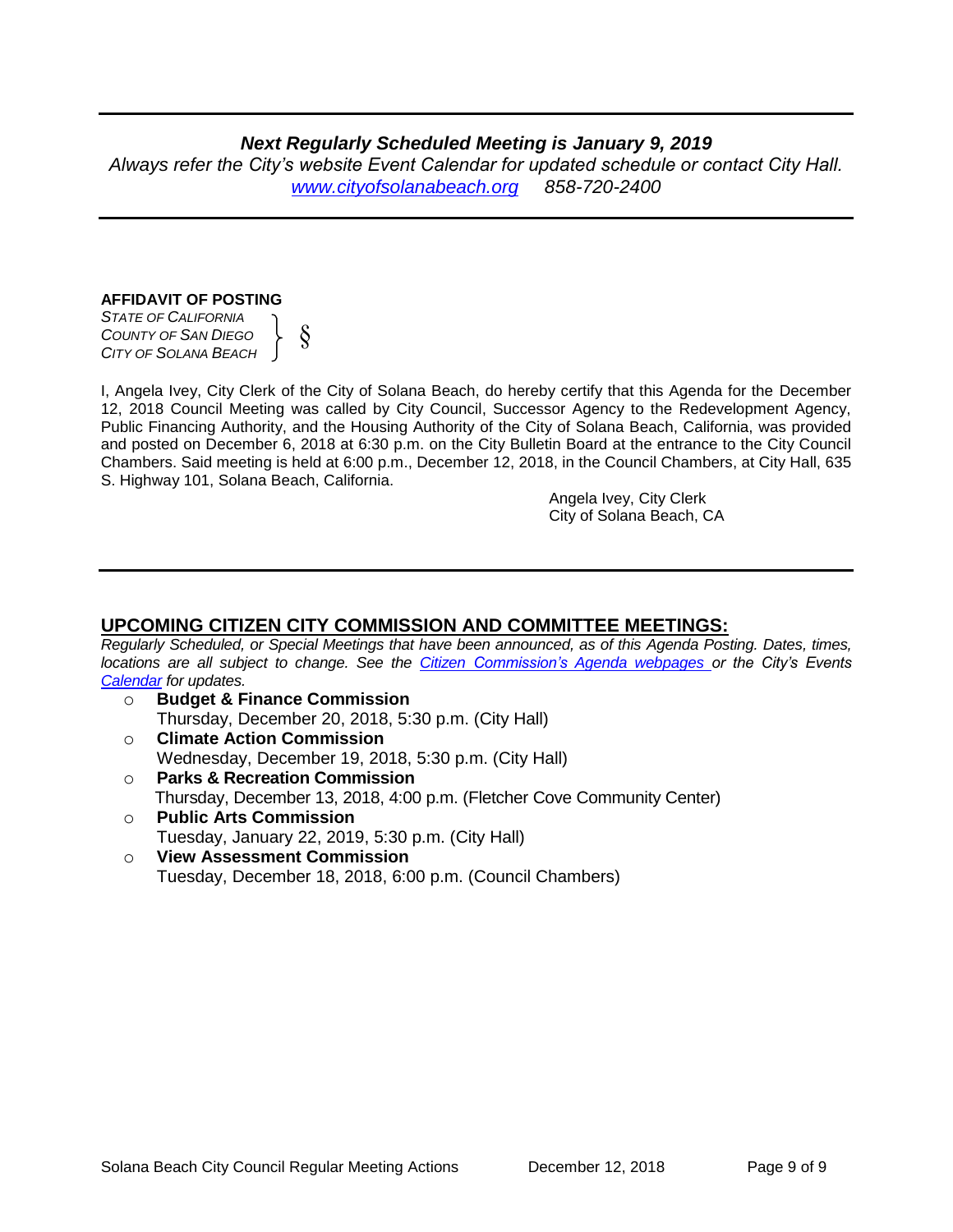***Next Regularly Scheduled Meeting is January 9, 2019***

*Always refer the City's website Event Calendar for updated schedule or contact City Hall.*
*[www.cityofsolanabeach.org](www.cityofsolanabeach.org)     858-720-2400*

---

**AFFIDAVIT OF POSTING**

*STATE OF CALIFORNIA*
*COUNTY OF SAN DIEGO*  } §
*CITY OF SOLANA BEACH*

I, Angela Ivey, City Clerk of the City of Solana Beach, do hereby certify that this Agenda for the December 12, 2018 Council Meeting was called by City Council, Successor Agency to the Redevelopment Agency, Public Financing Authority, and the Housing Authority of the City of Solana Beach, California, was provided and posted on December 6, 2018 at 6:30 p.m. on the City Bulletin Board at the entrance to the City Council Chambers. Said meeting is held at 6:00 p.m., December 12, 2018, in the Council Chambers, at City Hall, 635 S. Highway 101, Solana Beach, California.

Angela Ivey, City Clerk
City of Solana Beach, CA

---

## UPCOMING CITIZEN CITY COMMISSION AND COMMITTEE MEETINGS:

*Regularly Scheduled, or Special Meetings that have been announced, as of this Agenda Posting. Dates, times, locations are all subject to change. See the Citizen Commission's Agenda webpages or the City's Events Calendar for updates.*

- **Budget & Finance Commission**
  Thursday, December 20, 2018, 5:30 p.m. (City Hall)
- **Climate Action Commission**
  Wednesday, December 19, 2018, 5:30 p.m. (City Hall)
- **Parks & Recreation Commission**
  Thursday, December 13, 2018, 4:00 p.m. (Fletcher Cove Community Center)
- **Public Arts Commission**
  Tuesday, January 22, 2019, 5:30 p.m. (City Hall)
- **View Assessment Commission**
  Tuesday, December 18, 2018, 6:00 p.m. (Council Chambers)